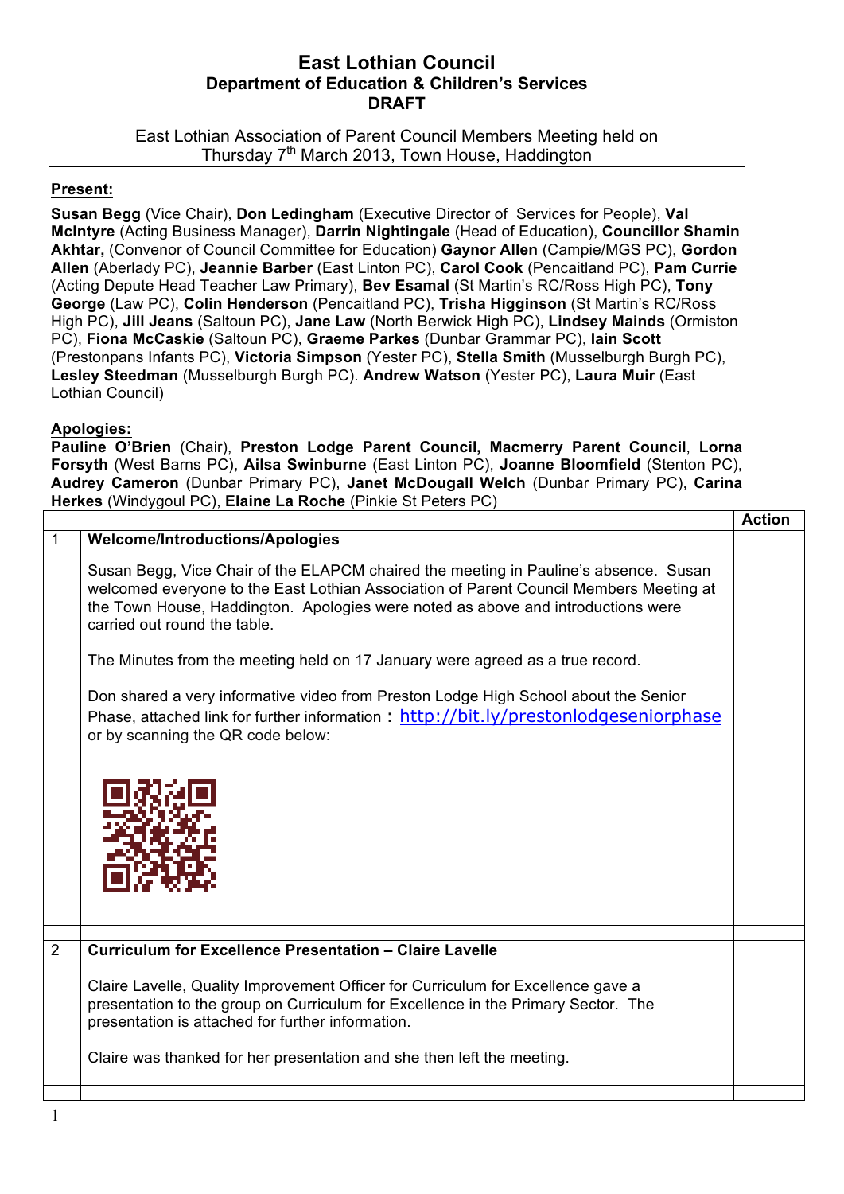# East Lothian Council
## Department of Education & Children's Services
## DRAFT

East Lothian Association of Parent Council Members Meeting held on Thursday 7th March 2013, Town House, Haddington

**Present:**

**Susan Begg** (Vice Chair), **Don Ledingham** (Executive Director of Services for People), **Val McIntyre** (Acting Business Manager), **Darrin Nightingale** (Head of Education), **Councillor Shamin Akhtar,** (Convenor of Council Committee for Education) **Gaynor Allen** (Campie/MGS PC), **Gordon Allen** (Aberlady PC), **Jeannie Barber** (East Linton PC), **Carol Cook** (Pencaitland PC), **Pam Currie** (Acting Depute Head Teacher Law Primary), **Bev Esamal** (St Martin's RC/Ross High PC), **Tony George** (Law PC), **Colin Henderson** (Pencaitland PC), **Trisha Higginson** (St Martin's RC/Ross High PC), **Jill Jeans** (Saltoun PC), **Jane Law** (North Berwick High PC), **Lindsey Mainds** (Ormiston PC), **Fiona McCaskie** (Saltoun PC), **Graeme Parkes** (Dunbar Grammar PC), **Iain Scott** (Prestonpans Infants PC), **Victoria Simpson** (Yester PC), **Stella Smith** (Musselburgh Burgh PC), **Lesley Steedman** (Musselburgh Burgh PC). **Andrew Watson** (Yester PC), **Laura Muir** (East Lothian Council)

**Apologies:**

**Pauline O'Brien** (Chair), **Preston Lodge Parent Council, Macmerry Parent Council**, **Lorna Forsyth** (West Barns PC), **Ailsa Swinburne** (East Linton PC), **Joanne Bloomfield** (Stenton PC), **Audrey Cameron** (Dunbar Primary PC), **Janet McDougall Welch** (Dunbar Primary PC), **Carina Herkes** (Windygoul PC), **Elaine La Roche** (Pinkie St Peters PC)

| | | Action |
|---|---|---|
| 1 | **Welcome/Introductions/Apologies**<br><br>Susan Begg, Vice Chair of the ELAPCM chaired the meeting in Pauline's absence. Susan welcomed everyone to the East Lothian Association of Parent Council Members Meeting at the Town House, Haddington. Apologies were noted as above and introductions were carried out round the table.<br><br>The Minutes from the meeting held on 17 January were agreed as a true record.<br><br>Don shared a very informative video from Preston Lodge High School about the Senior Phase, attached link for further information : http://bit.ly/prestonlodgeseniorphase or by scanning the QR code below: | |
| 2 | **Curriculum for Excellence Presentation – Claire Lavelle**<br><br>Claire Lavelle, Quality Improvement Officer for Curriculum for Excellence gave a presentation to the group on Curriculum for Excellence in the Primary Sector. The presentation is attached for further information.<br><br>Claire was thanked for her presentation and she then left the meeting. | |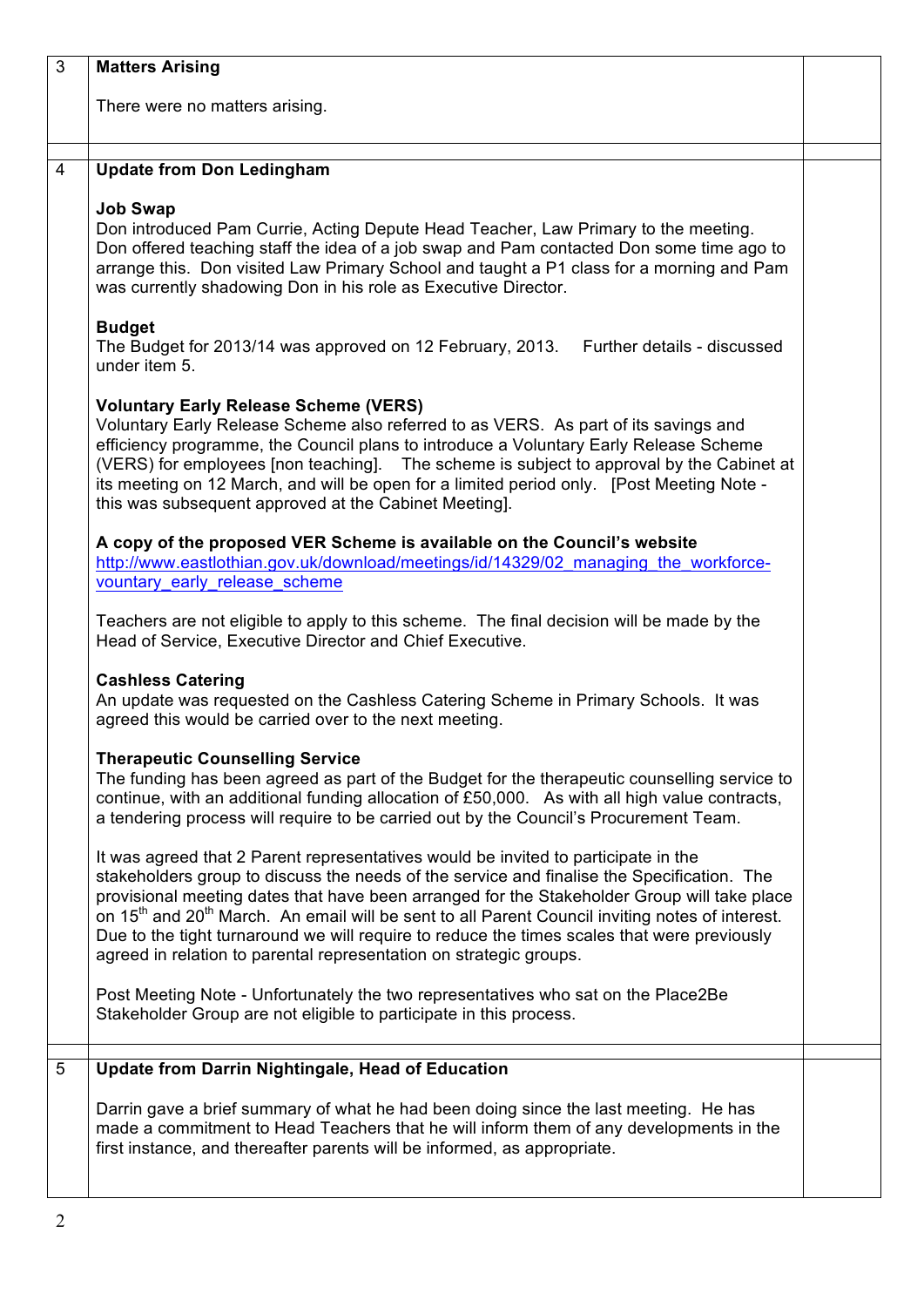| | | |
|---|---|---|
| 3 | **Matters Arising**<br><br>There were no matters arising. | |
| 4 | **Update from Don Ledingham**<br><br>**Job Swap**<br>Don introduced Pam Currie, Acting Depute Head Teacher, Law Primary to the meeting. Don offered teaching staff the idea of a job swap and Pam contacted Don some time ago to arrange this. Don visited Law Primary School and taught a P1 class for a morning and Pam was currently shadowing Don in his role as Executive Director.<br><br>**Budget**<br>The Budget for 2013/14 was approved on 12 February, 2013. Further details - discussed under item 5.<br><br>**Voluntary Early Release Scheme (VERS)**<br>Voluntary Early Release Scheme also referred to as VERS. As part of its savings and efficiency programme, the Council plans to introduce a Voluntary Early Release Scheme (VERS) for employees [non teaching]. The scheme is subject to approval by the Cabinet at its meeting on 12 March, and will be open for a limited period only. [Post Meeting Note - this was subsequent approved at the Cabinet Meeting].<br><br>**A copy of the proposed VER Scheme is available on the Council's website**<br>http://www.eastlothian.gov.uk/download/meetings/id/14329/02_managing_the_workforce-vountary_early_release_scheme<br><br>Teachers are not eligible to apply to this scheme. The final decision will be made by the Head of Service, Executive Director and Chief Executive.<br><br>**Cashless Catering**<br>An update was requested on the Cashless Catering Scheme in Primary Schools. It was agreed this would be carried over to the next meeting.<br><br>**Therapeutic Counselling Service**<br>The funding has been agreed as part of the Budget for the therapeutic counselling service to continue, with an additional funding allocation of £50,000. As with all high value contracts, a tendering process will require to be carried out by the Council's Procurement Team.<br><br>It was agreed that 2 Parent representatives would be invited to participate in the stakeholders group to discuss the needs of the service and finalise the Specification. The provisional meeting dates that have been arranged for the Stakeholder Group will take place on 15th and 20th March. An email will be sent to all Parent Council inviting notes of interest. Due to the tight turnaround we will require to reduce the times scales that were previously agreed in relation to parental representation on strategic groups.<br><br>Post Meeting Note - Unfortunately the two representatives who sat on the Place2Be Stakeholder Group are not eligible to participate in this process. | |
| 5 | **Update from Darrin Nightingale, Head of Education**<br><br>Darrin gave a brief summary of what he had been doing since the last meeting. He has made a commitment to Head Teachers that he will inform them of any developments in the first instance, and thereafter parents will be informed, as appropriate. | |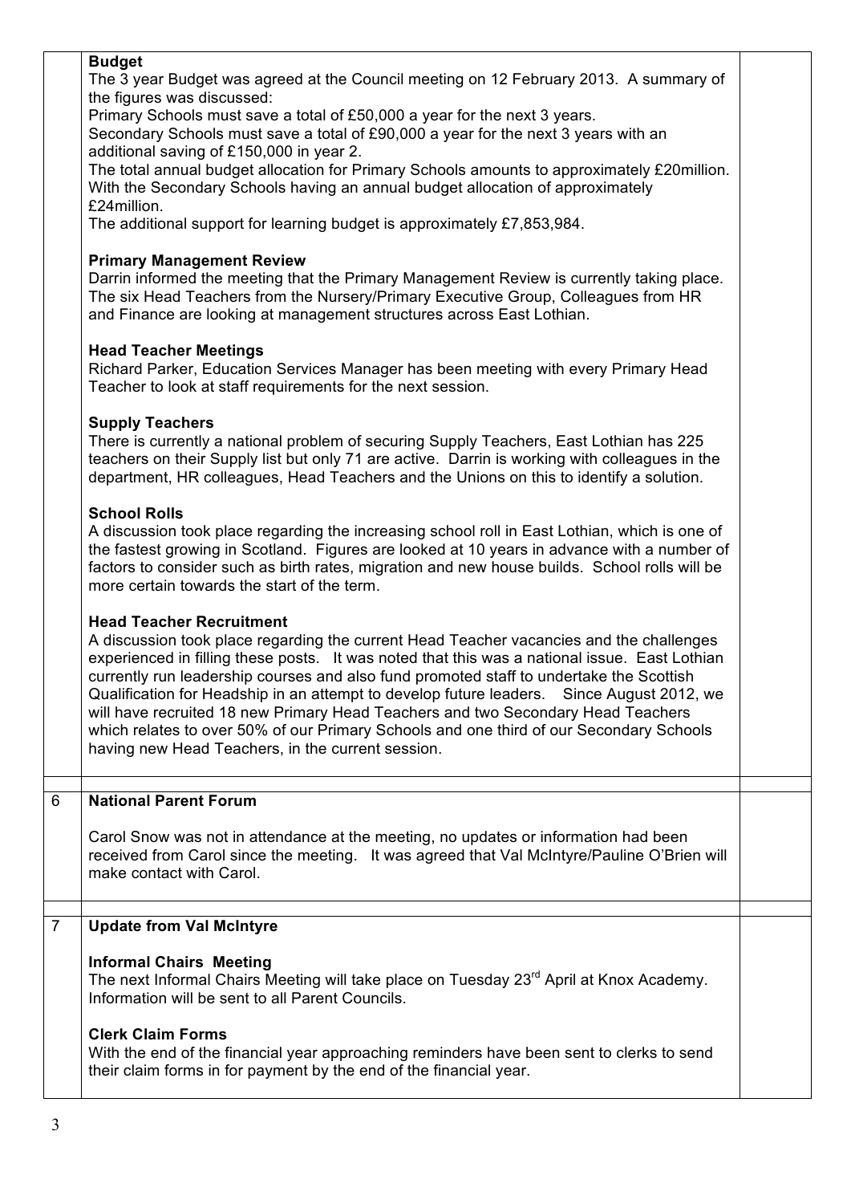**Budget**

The 3 year Budget was agreed at the Council meeting on 12 February 2013. A summary of the figures was discussed:

Primary Schools must save a total of £50,000 a year for the next 3 years.

Secondary Schools must save a total of £90,000 a year for the next 3 years with an additional saving of £150,000 in year 2.

The total annual budget allocation for Primary Schools amounts to approximately £20million. With the Secondary Schools having an annual budget allocation of approximately £24million.

The additional support for learning budget is approximately £7,853,984.

**Primary Management Review**

Darrin informed the meeting that the Primary Management Review is currently taking place. The six Head Teachers from the Nursery/Primary Executive Group, Colleagues from HR and Finance are looking at management structures across East Lothian.

**Head Teacher Meetings**

Richard Parker, Education Services Manager has been meeting with every Primary Head Teacher to look at staff requirements for the next session.

**Supply Teachers**

There is currently a national problem of securing Supply Teachers, East Lothian has 225 teachers on their Supply list but only 71 are active. Darrin is working with colleagues in the department, HR colleagues, Head Teachers and the Unions on this to identify a solution.

**School Rolls**

A discussion took place regarding the increasing school roll in East Lothian, which is one of the fastest growing in Scotland. Figures are looked at 10 years in advance with a number of factors to consider such as birth rates, migration and new house builds. School rolls will be more certain towards the start of the term.

**Head Teacher Recruitment**

A discussion took place regarding the current Head Teacher vacancies and the challenges experienced in filling these posts. It was noted that this was a national issue. East Lothian currently run leadership courses and also fund promoted staff to undertake the Scottish Qualification for Headship in an attempt to develop future leaders. Since August 2012, we will have recruited 18 new Primary Head Teachers and two Secondary Head Teachers which relates to over 50% of our Primary Schools and one third of our Secondary Schools having new Head Teachers, in the current session.

## 6 National Parent Forum

Carol Snow was not in attendance at the meeting, no updates or information had been received from Carol since the meeting. It was agreed that Val McIntyre/Pauline O'Brien will make contact with Carol.

## 7 Update from Val McIntyre

**Informal Chairs Meeting**

The next Informal Chairs Meeting will take place on Tuesday 23rd April at Knox Academy. Information will be sent to all Parent Councils.

**Clerk Claim Forms**

With the end of the financial year approaching reminders have been sent to clerks to send their claim forms in for payment by the end of the financial year.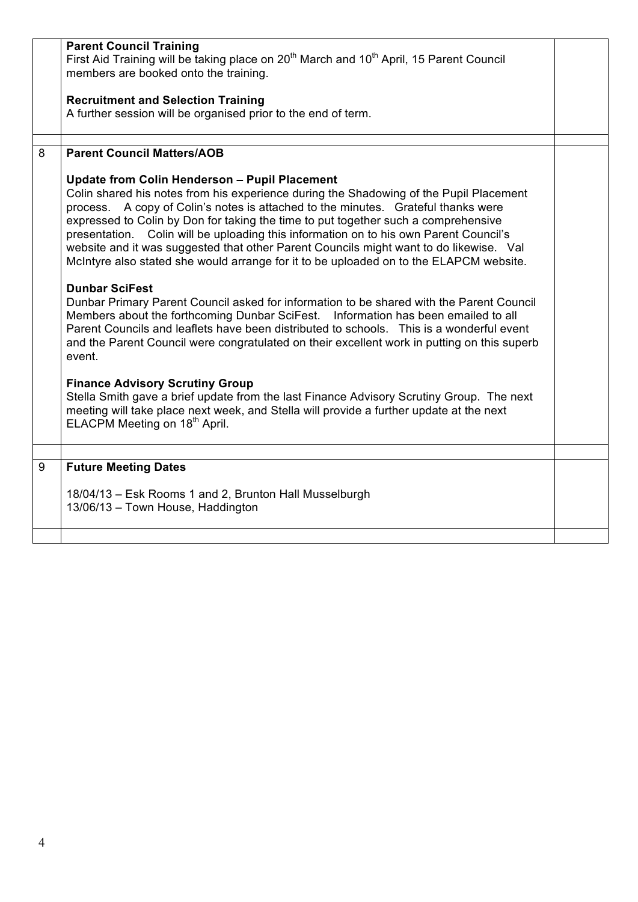| | | |
|---|---|---|
| | **Parent Council Training**<br>First Aid Training will be taking place on 20th March and 10th April, 15 Parent Council members are booked onto the training.<br><br>**Recruitment and Selection Training**<br>A further session will be organised prior to the end of term. | |
| | | |
| 8 | **Parent Council Matters/AOB**<br><br>**Update from Colin Henderson – Pupil Placement**<br>Colin shared his notes from his experience during the Shadowing of the Pupil Placement process. A copy of Colin's notes is attached to the minutes. Grateful thanks were expressed to Colin by Don for taking the time to put together such a comprehensive presentation. Colin will be uploading this information on to his own Parent Council's website and it was suggested that other Parent Councils might want to do likewise. Val McIntyre also stated she would arrange for it to be uploaded on to the ELAPCM website.<br><br>**Dunbar SciFest**<br>Dunbar Primary Parent Council asked for information to be shared with the Parent Council Members about the forthcoming Dunbar SciFest. Information has been emailed to all Parent Councils and leaflets have been distributed to schools. This is a wonderful event and the Parent Council were congratulated on their excellent work in putting on this superb event.<br><br>**Finance Advisory Scrutiny Group**<br>Stella Smith gave a brief update from the last Finance Advisory Scrutiny Group. The next meeting will take place next week, and Stella will provide a further update at the next ELACPM Meeting on 18th April. | |
| | | |
| 9 | **Future Meeting Dates**<br><br>18/04/13 – Esk Rooms 1 and 2, Brunton Hall Musselburgh<br>13/06/13 – Town House, Haddington | |
| | | |